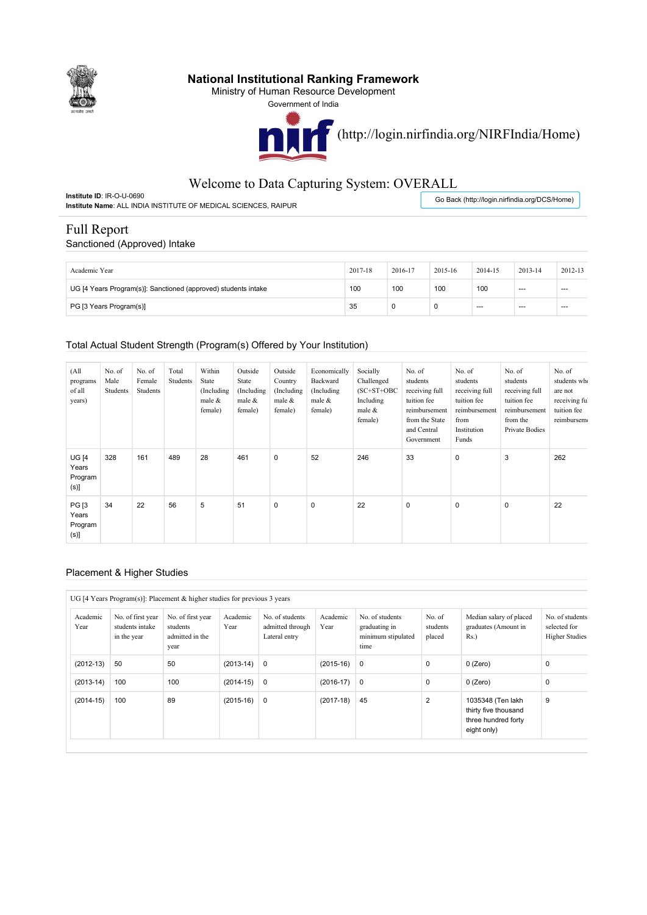# National Institutional Ranking Framework

Ministry of Human Resource Development

Government of India

(http://login.nirfindia.org/NIRFIndia/Home)

## Welcome to Data Capturing System: OVERALL

**Institute ID**: IR-O-U-0690
**Institute Name**: ALL INDIA INSTITUTE OF MEDICAL SCIENCES, RAIPUR

Go Back (http://login.nirfindia.org/DCS/Home)

# Full Report

## Sanctioned (Approved) Intake

| Academic Year | 2017-18 | 2016-17 | 2015-16 | 2014-15 | 2013-14 | 2012-13 |
|---|---|---|---|---|---|---|
| UG [4 Years Program(s)]: Sanctioned (approved) students intake | 100 | 100 | 100 | 100 | --- | --- |
| PG [3 Years Program(s)] | 35 | 0 | 0 | --- | --- | --- |

## Total Actual Student Strength (Program(s) Offered by Your Institution)

| (All programs of all years) | No. of Male Students | No. of Female Students | Total Students | Within State (Including male & female) | Outside State (Including male & female) | Outside Country (Including male & female) | Economically Backward (Including male & female) | Socially Challenged (SC+ST+OBC Including male & female) | No. of students receiving full tuition fee reimbursement from the State and Central Government | No. of students receiving full tuition fee reimbursement from Institution Funds | No. of students receiving full tuition fee reimbursement from the Private Bodies | No. of students who are not receiving full tuition fee reimbursement |
|---|---|---|---|---|---|---|---|---|---|---|---|---|
| UG [4 Years Program (s)] | 328 | 161 | 489 | 28 | 461 | 0 | 52 | 246 | 33 | 0 | 3 | 262 |
| PG [3 Years Program (s)] | 34 | 22 | 56 | 5 | 51 | 0 | 0 | 22 | 0 | 0 | 0 | 22 |

## Placement & Higher Studies

UG [4 Years Program(s)]: Placement & higher studies for previous 3 years

| Academic Year | No. of first year students intake in the year | No. of first year students admitted in the year | Academic Year | No. of students admitted through Lateral entry | Academic Year | No. of students graduating in minimum stipulated time | No. of students placed | Median salary of placed graduates (Amount in Rs.) | No. of students selected for Higher Studies |
|---|---|---|---|---|---|---|---|---|---|
| (2012-13) | 50 | 50 | (2013-14) | 0 | (2015-16) | 0 | 0 | 0 (Zero) | 0 |
| (2013-14) | 100 | 100 | (2014-15) | 0 | (2016-17) | 0 | 0 | 0 (Zero) | 0 |
| (2014-15) | 100 | 89 | (2015-16) | 0 | (2017-18) | 45 | 2 | 1035348 (Ten lakh thirty five thousand three hundred forty eight only) | 9 |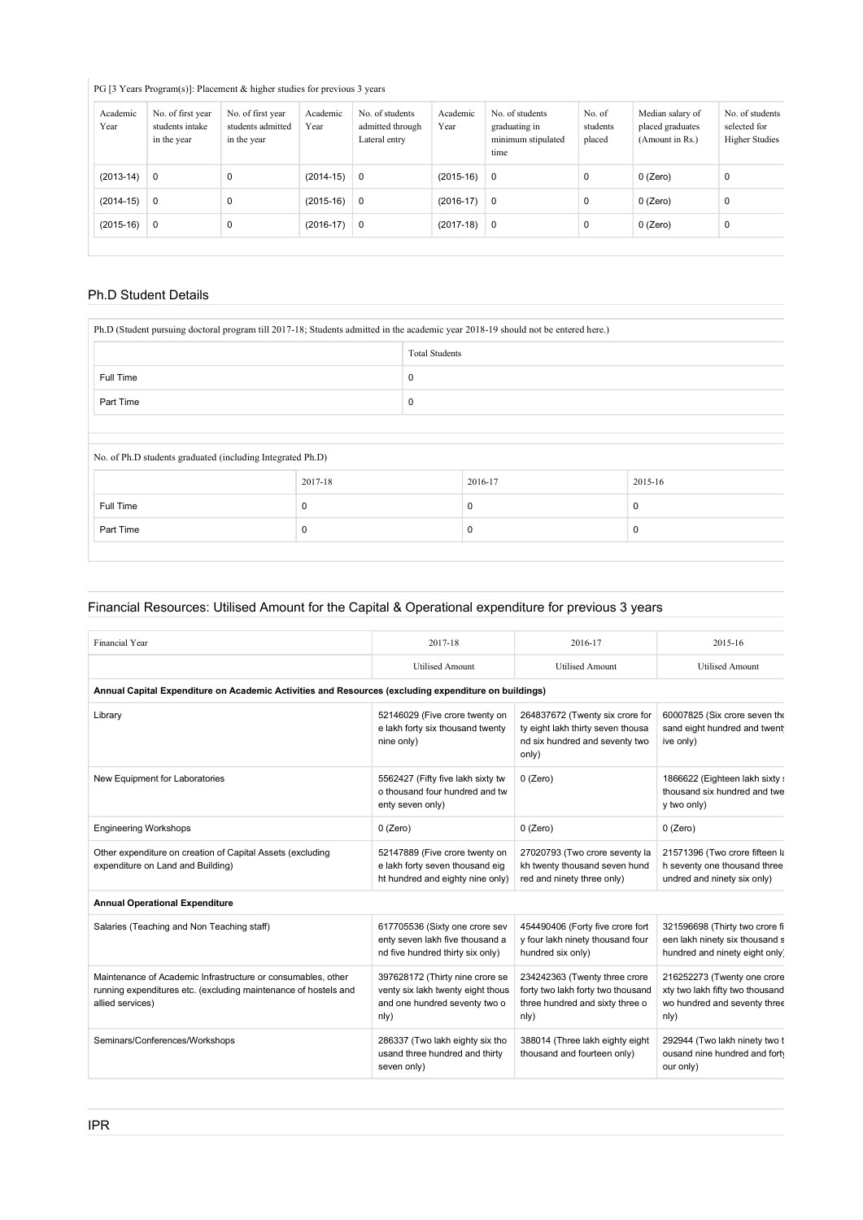PG [3 Years Program(s)]: Placement & higher studies for previous 3 years

| Academic Year | No. of first year students intake in the year | No. of first year students admitted in the year | Academic Year | No. of students admitted through Lateral entry | Academic Year | No. of students graduating in minimum stipulated time | No. of students placed | Median salary of placed graduates (Amount in Rs.) | No. of students selected for Higher Studies |
|---|---|---|---|---|---|---|---|---|---|
| (2013-14) | 0 | 0 | (2014-15) | 0 | (2015-16) | 0 | 0 | 0 (Zero) | 0 |
| (2014-15) | 0 | 0 | (2015-16) | 0 | (2016-17) | 0 | 0 | 0 (Zero) | 0 |
| (2015-16) | 0 | 0 | (2016-17) | 0 | (2017-18) | 0 | 0 | 0 (Zero) | 0 |

## Ph.D Student Details

Ph.D (Student pursuing doctoral program till 2017-18; Students admitted in the academic year 2018-19 should not be entered here.)

| | Total Students |
|---|---|
| Full Time | 0 |
| Part Time | 0 |

No. of Ph.D students graduated (including Integrated Ph.D)

| | 2017-18 | 2016-17 | 2015-16 |
|---|---|---|---|
| Full Time | 0 | 0 | 0 |
| Part Time | 0 | 0 | 0 |

## Financial Resources: Utilised Amount for the Capital & Operational expenditure for previous 3 years

| Financial Year | 2017-18 | 2016-17 | 2015-16 |
|---|---|---|---|
| | Utilised Amount | Utilised Amount | Utilised Amount |
| **Annual Capital Expenditure on Academic Activities and Resources (excluding expenditure on buildings)** | | | |
| Library | 52146029 (Five crore twenty one lakh forty six thousand twenty nine only) | 264837672 (Twenty six crore forty eight lakh thirty seven thousand six hundred and seventy two only) | 60007825 (Six crore seven thousand eight hundred and twenty five only) |
| New Equipment for Laboratories | 5562427 (Fifty five lakh sixty two thousand four hundred and twenty seven only) | 0 (Zero) | 1866622 (Eighteen lakh sixty six thousand six hundred and twenty two only) |
| Engineering Workshops | 0 (Zero) | 0 (Zero) | 0 (Zero) |
| Other expenditure on creation of Capital Assets (excluding expenditure on Land and Building) | 52147889 (Five crore twenty one lakh forty seven thousand eight hundred and eighty nine only) | 27020793 (Two crore seventy lakh twenty thousand seven hundred and ninety three only) | 21571396 (Two crore fifteen lakh seventy one thousand three hundred and ninety six only) |
| **Annual Operational Expenditure** | | | |
| Salaries (Teaching and Non Teaching staff) | 617705536 (Sixty one crore seventy seven lakh five thousand and five hundred thirty six only) | 454490406 (Forty five crore forty four lakh ninety thousand four hundred six only) | 321596698 (Thirty two crore fifteen lakh ninety six thousand six hundred and ninety eight only) |
| Maintenance of Academic Infrastructure or consumables, other running expenditures etc. (excluding maintenance of hostels and allied services) | 397628172 (Thirty nine crore seventy six lakh twenty eight thousand and one hundred seventy two only) | 234242363 (Twenty three crore forty two lakh forty two thousand three hundred and sixty three only) | 216252273 (Twenty one crore sixty two lakh fifty two thousand two hundred and seventy three only) |
| Seminars/Conferences/Workshops | 286337 (Two lakh eighty six thousand three hundred and thirty seven only) | 388014 (Three lakh eighty eight thousand and fourteen only) | 292944 (Two lakh ninety two thousand nine hundred and forty four only) |

## IPR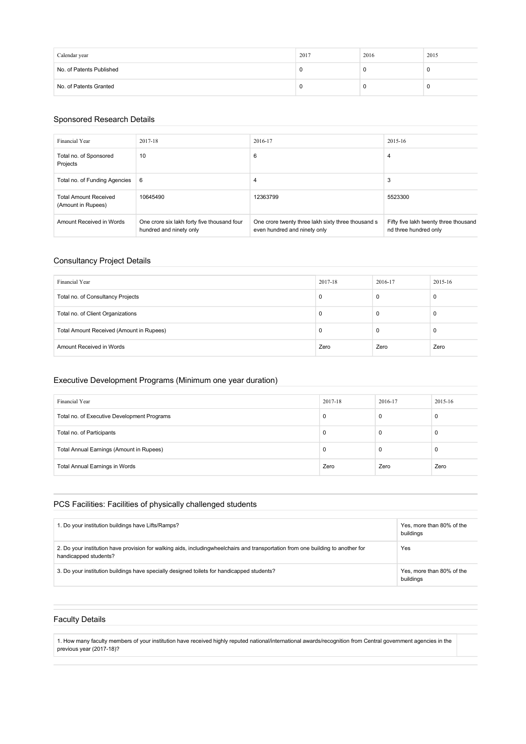| Calendar year | 2017 | 2016 | 2015 |
|---|---|---|---|
| No. of Patents Published | 0 | 0 | 0 |
| No. of Patents Granted | 0 | 0 | 0 |

## Sponsored Research Details

| Financial Year | 2017-18 | 2016-17 | 2015-16 |
|---|---|---|---|
| Total no. of Sponsored Projects | 10 | 6 | 4 |
| Total no. of Funding Agencies | 6 | 4 | 3 |
| Total Amount Received (Amount in Rupees) | 10645490 | 12363799 | 5523300 |
| Amount Received in Words | One crore six lakh forty five thousand four hundred and ninety only | One crore twenty three lakh sixty three thousand s even hundred and ninety only | Fifty five lakh twenty three thousand nd three hundred only |

## Consultancy Project Details

| Financial Year | 2017-18 | 2016-17 | 2015-16 |
|---|---|---|---|
| Total no. of Consultancy Projects | 0 | 0 | 0 |
| Total no. of Client Organizations | 0 | 0 | 0 |
| Total Amount Received (Amount in Rupees) | 0 | 0 | 0 |
| Amount Received in Words | Zero | Zero | Zero |

## Executive Development Programs (Minimum one year duration)

| Financial Year | 2017-18 | 2016-17 | 2015-16 |
|---|---|---|---|
| Total no. of Executive Development Programs | 0 | 0 | 0 |
| Total no. of Participants | 0 | 0 | 0 |
| Total Annual Earnings (Amount in Rupees) | 0 | 0 | 0 |
| Total Annual Earnings in Words | Zero | Zero | Zero |

## PCS Facilities: Facilities of physically challenged students

| | |
|---|---|
| 1. Do your institution buildings have Lifts/Ramps? | Yes, more than 80% of the buildings |
| 2. Do your institution have provision for walking aids, includingwheelchairs and transportation from one building to another for handicapped students? | Yes |
| 3. Do your institution buildings have specially designed toilets for handicapped students? | Yes, more than 80% of the buildings |

## Faculty Details

| | |
|---|---|
| 1. How many faculty members of your institution have received highly reputed national/international awards/recognition from Central government agencies in the previous year (2017-18)? | |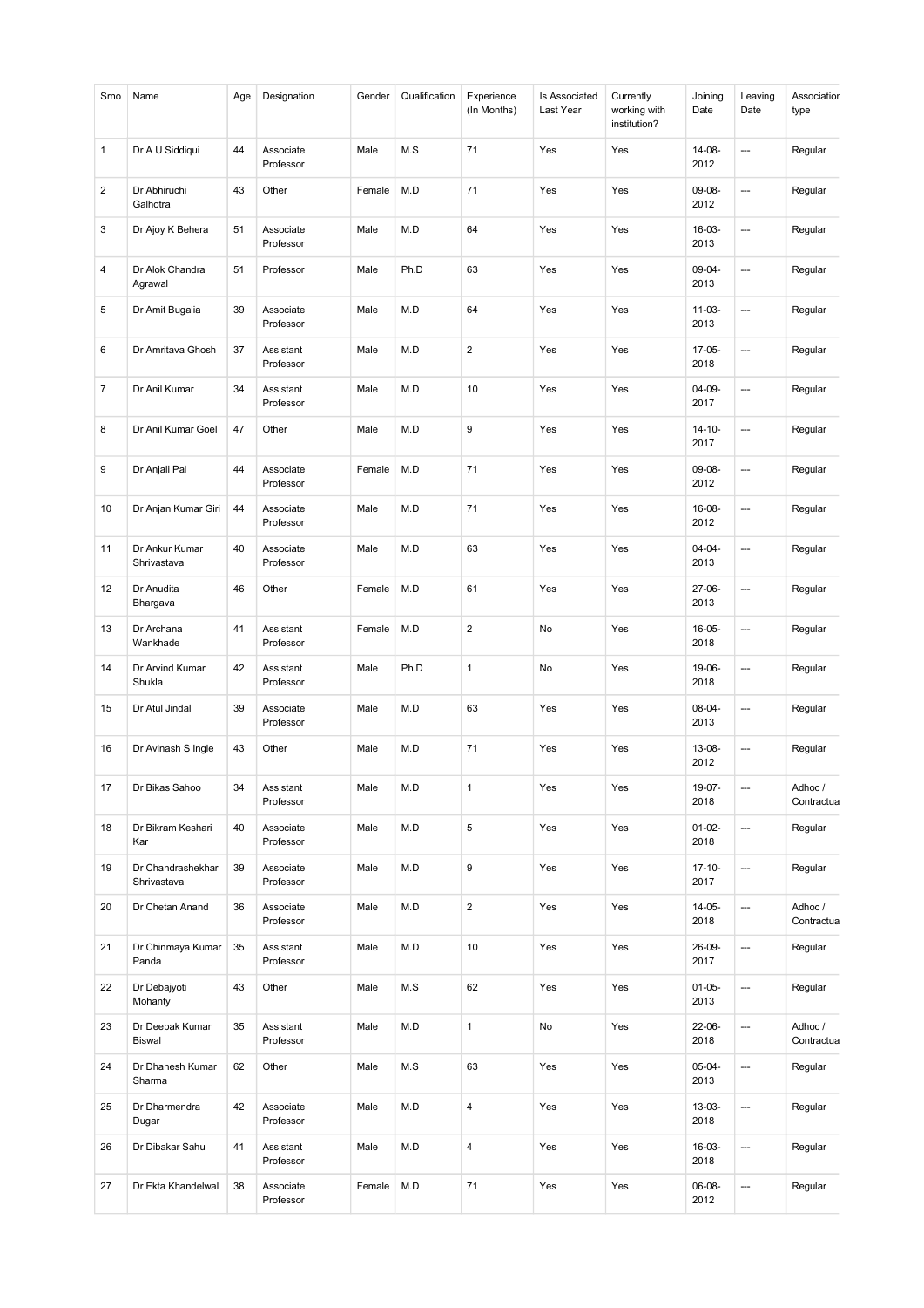| Srno | Name | Age | Designation | Gender | Qualification | Experience (In Months) | Is Associated Last Year | Currently working with institution? | Joining Date | Leaving Date | Association type |
|---|---|---|---|---|---|---|---|---|---|---|---|
| 1 | Dr A U Siddiqui | 44 | Associate Professor | Male | M.S | 71 | Yes | Yes | 14-08-2012 | --- | Regular |
| 2 | Dr Abhiruchi Galhotra | 43 | Other | Female | M.D | 71 | Yes | Yes | 09-08-2012 | --- | Regular |
| 3 | Dr Ajoy K Behera | 51 | Associate Professor | Male | M.D | 64 | Yes | Yes | 16-03-2013 | --- | Regular |
| 4 | Dr Alok Chandra Agrawal | 51 | Professor | Male | Ph.D | 63 | Yes | Yes | 09-04-2013 | --- | Regular |
| 5 | Dr Amit Bugalia | 39 | Associate Professor | Male | M.D | 64 | Yes | Yes | 11-03-2013 | --- | Regular |
| 6 | Dr Amritava Ghosh | 37 | Assistant Professor | Male | M.D | 2 | Yes | Yes | 17-05-2018 | --- | Regular |
| 7 | Dr Anil Kumar | 34 | Assistant Professor | Male | M.D | 10 | Yes | Yes | 04-09-2017 | --- | Regular |
| 8 | Dr Anil Kumar Goel | 47 | Other | Male | M.D | 9 | Yes | Yes | 14-10-2017 | --- | Regular |
| 9 | Dr Anjali Pal | 44 | Associate Professor | Female | M.D | 71 | Yes | Yes | 09-08-2012 | --- | Regular |
| 10 | Dr Anjan Kumar Giri | 44 | Associate Professor | Male | M.D | 71 | Yes | Yes | 16-08-2012 | --- | Regular |
| 11 | Dr Ankur Kumar Shrivastava | 40 | Associate Professor | Male | M.D | 63 | Yes | Yes | 04-04-2013 | --- | Regular |
| 12 | Dr Anudita Bhargava | 46 | Other | Female | M.D | 61 | Yes | Yes | 27-06-2013 | --- | Regular |
| 13 | Dr Archana Wankhade | 41 | Assistant Professor | Female | M.D | 2 | No | Yes | 16-05-2018 | --- | Regular |
| 14 | Dr Arvind Kumar Shukla | 42 | Assistant Professor | Male | Ph.D | 1 | No | Yes | 19-06-2018 | --- | Regular |
| 15 | Dr Atul Jindal | 39 | Associate Professor | Male | M.D | 63 | Yes | Yes | 08-04-2013 | --- | Regular |
| 16 | Dr Avinash S Ingle | 43 | Other | Male | M.D | 71 | Yes | Yes | 13-08-2012 | --- | Regular |
| 17 | Dr Bikas Sahoo | 34 | Assistant Professor | Male | M.D | 1 | Yes | Yes | 19-07-2018 | --- | Adhoc / Contractua |
| 18 | Dr Bikram Keshari Kar | 40 | Associate Professor | Male | M.D | 5 | Yes | Yes | 01-02-2018 | --- | Regular |
| 19 | Dr Chandrashekhar Shrivastava | 39 | Associate Professor | Male | M.D | 9 | Yes | Yes | 17-10-2017 | --- | Regular |
| 20 | Dr Chetan Anand | 36 | Associate Professor | Male | M.D | 2 | Yes | Yes | 14-05-2018 | --- | Adhoc / Contractua |
| 21 | Dr Chinmaya Kumar Panda | 35 | Assistant Professor | Male | M.D | 10 | Yes | Yes | 26-09-2017 | --- | Regular |
| 22 | Dr Debajyoti Mohanty | 43 | Other | Male | M.S | 62 | Yes | Yes | 01-05-2013 | --- | Regular |
| 23 | Dr Deepak Kumar Biswal | 35 | Assistant Professor | Male | M.D | 1 | No | Yes | 22-06-2018 | --- | Adhoc / Contractua |
| 24 | Dr Dhanesh Kumar Sharma | 62 | Other | Male | M.S | 63 | Yes | Yes | 05-04-2013 | --- | Regular |
| 25 | Dr Dharmendra Dugar | 42 | Associate Professor | Male | M.D | 4 | Yes | Yes | 13-03-2018 | --- | Regular |
| 26 | Dr Dibakar Sahu | 41 | Assistant Professor | Male | M.D | 4 | Yes | Yes | 16-03-2018 | --- | Regular |
| 27 | Dr Ekta Khandelwal | 38 | Associate Professor | Female | M.D | 71 | Yes | Yes | 06-08-2012 | --- | Regular |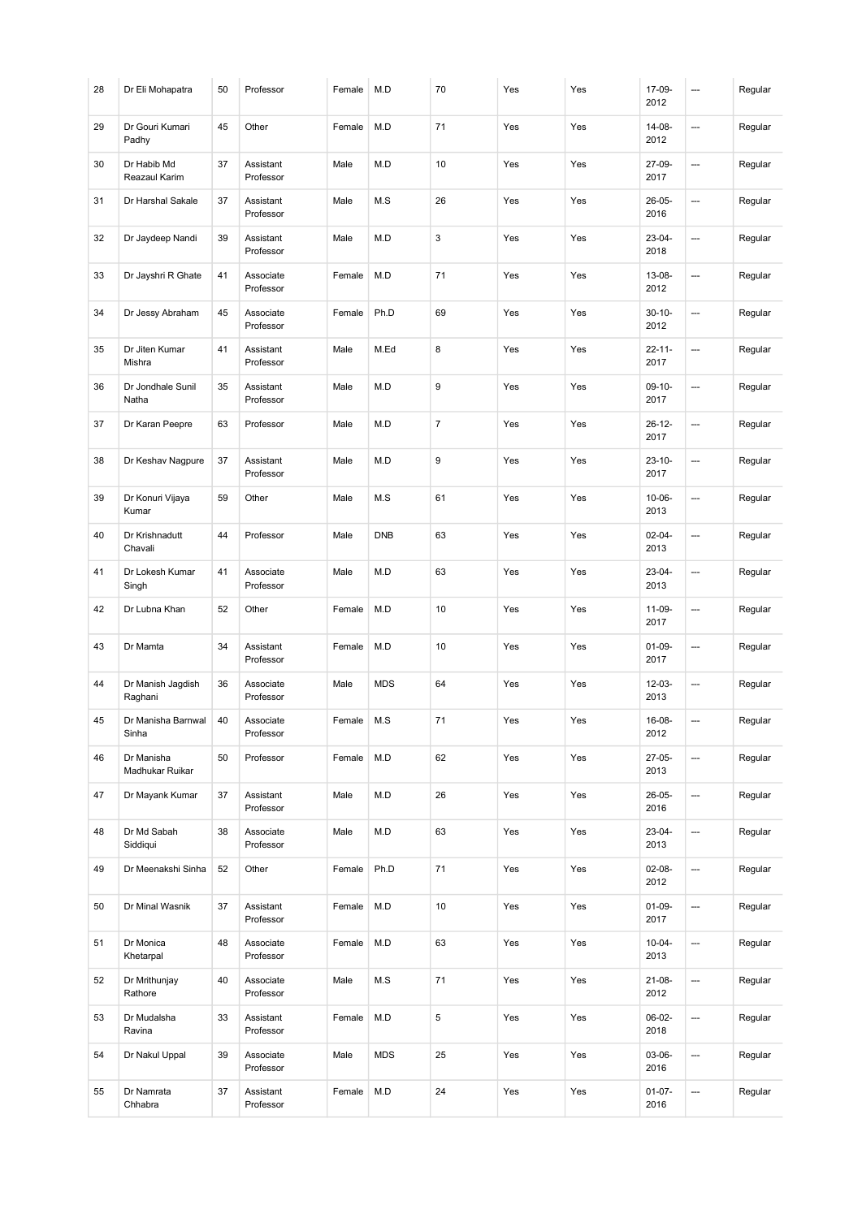| 28 | Dr Eli Mohapatra | 50 | Professor | Female | M.D | 70 | Yes | Yes | 17-09-2012 | --- | Regular |
|---|---|---|---|---|---|---|---|---|---|---|---|
| 29 | Dr Gouri Kumari Padhy | 45 | Other | Female | M.D | 71 | Yes | Yes | 14-08-2012 | --- | Regular |
| 30 | Dr Habib Md Reazaul Karim | 37 | Assistant Professor | Male | M.D | 10 | Yes | Yes | 27-09-2017 | --- | Regular |
| 31 | Dr Harshal Sakale | 37 | Assistant Professor | Male | M.S | 26 | Yes | Yes | 26-05-2016 | --- | Regular |
| 32 | Dr Jaydeep Nandi | 39 | Assistant Professor | Male | M.D | 3 | Yes | Yes | 23-04-2018 | --- | Regular |
| 33 | Dr Jayshri R Ghate | 41 | Associate Professor | Female | M.D | 71 | Yes | Yes | 13-08-2012 | --- | Regular |
| 34 | Dr Jessy Abraham | 45 | Associate Professor | Female | Ph.D | 69 | Yes | Yes | 30-10-2012 | --- | Regular |
| 35 | Dr Jiten Kumar Mishra | 41 | Assistant Professor | Male | M.Ed | 8 | Yes | Yes | 22-11-2017 | --- | Regular |
| 36 | Dr Jondhale Sunil Natha | 35 | Assistant Professor | Male | M.D | 9 | Yes | Yes | 09-10-2017 | --- | Regular |
| 37 | Dr Karan Peepre | 63 | Professor | Male | M.D | 7 | Yes | Yes | 26-12-2017 | --- | Regular |
| 38 | Dr Keshav Nagpure | 37 | Assistant Professor | Male | M.D | 9 | Yes | Yes | 23-10-2017 | --- | Regular |
| 39 | Dr Konuri Vijaya Kumar | 59 | Other | Male | M.S | 61 | Yes | Yes | 10-06-2013 | --- | Regular |
| 40 | Dr Krishnadutt Chavali | 44 | Professor | Male | DNB | 63 | Yes | Yes | 02-04-2013 | --- | Regular |
| 41 | Dr Lokesh Kumar Singh | 41 | Associate Professor | Male | M.D | 63 | Yes | Yes | 23-04-2013 | --- | Regular |
| 42 | Dr Lubna Khan | 52 | Other | Female | M.D | 10 | Yes | Yes | 11-09-2017 | --- | Regular |
| 43 | Dr Mamta | 34 | Assistant Professor | Female | M.D | 10 | Yes | Yes | 01-09-2017 | --- | Regular |
| 44 | Dr Manish Jagdish Raghani | 36 | Associate Professor | Male | MDS | 64 | Yes | Yes | 12-03-2013 | --- | Regular |
| 45 | Dr Manisha Barnwal Sinha | 40 | Associate Professor | Female | M.S | 71 | Yes | Yes | 16-08-2012 | --- | Regular |
| 46 | Dr Manisha Madhukar Ruikar | 50 | Professor | Female | M.D | 62 | Yes | Yes | 27-05-2013 | --- | Regular |
| 47 | Dr Mayank Kumar | 37 | Assistant Professor | Male | M.D | 26 | Yes | Yes | 26-05-2016 | --- | Regular |
| 48 | Dr Md Sabah Siddiqui | 38 | Associate Professor | Male | M.D | 63 | Yes | Yes | 23-04-2013 | --- | Regular |
| 49 | Dr Meenakshi Sinha | 52 | Other | Female | Ph.D | 71 | Yes | Yes | 02-08-2012 | --- | Regular |
| 50 | Dr Minal Wasnik | 37 | Assistant Professor | Female | M.D | 10 | Yes | Yes | 01-09-2017 | --- | Regular |
| 51 | Dr Monica Khetarpal | 48 | Associate Professor | Female | M.D | 63 | Yes | Yes | 10-04-2013 | --- | Regular |
| 52 | Dr Mrithunjay Rathore | 40 | Associate Professor | Male | M.S | 71 | Yes | Yes | 21-08-2012 | --- | Regular |
| 53 | Dr Mudalsha Ravina | 33 | Assistant Professor | Female | M.D | 5 | Yes | Yes | 06-02-2018 | --- | Regular |
| 54 | Dr Nakul Uppal | 39 | Associate Professor | Male | MDS | 25 | Yes | Yes | 03-06-2016 | --- | Regular |
| 55 | Dr Namrata Chhabra | 37 | Assistant Professor | Female | M.D | 24 | Yes | Yes | 01-07-2016 | --- | Regular |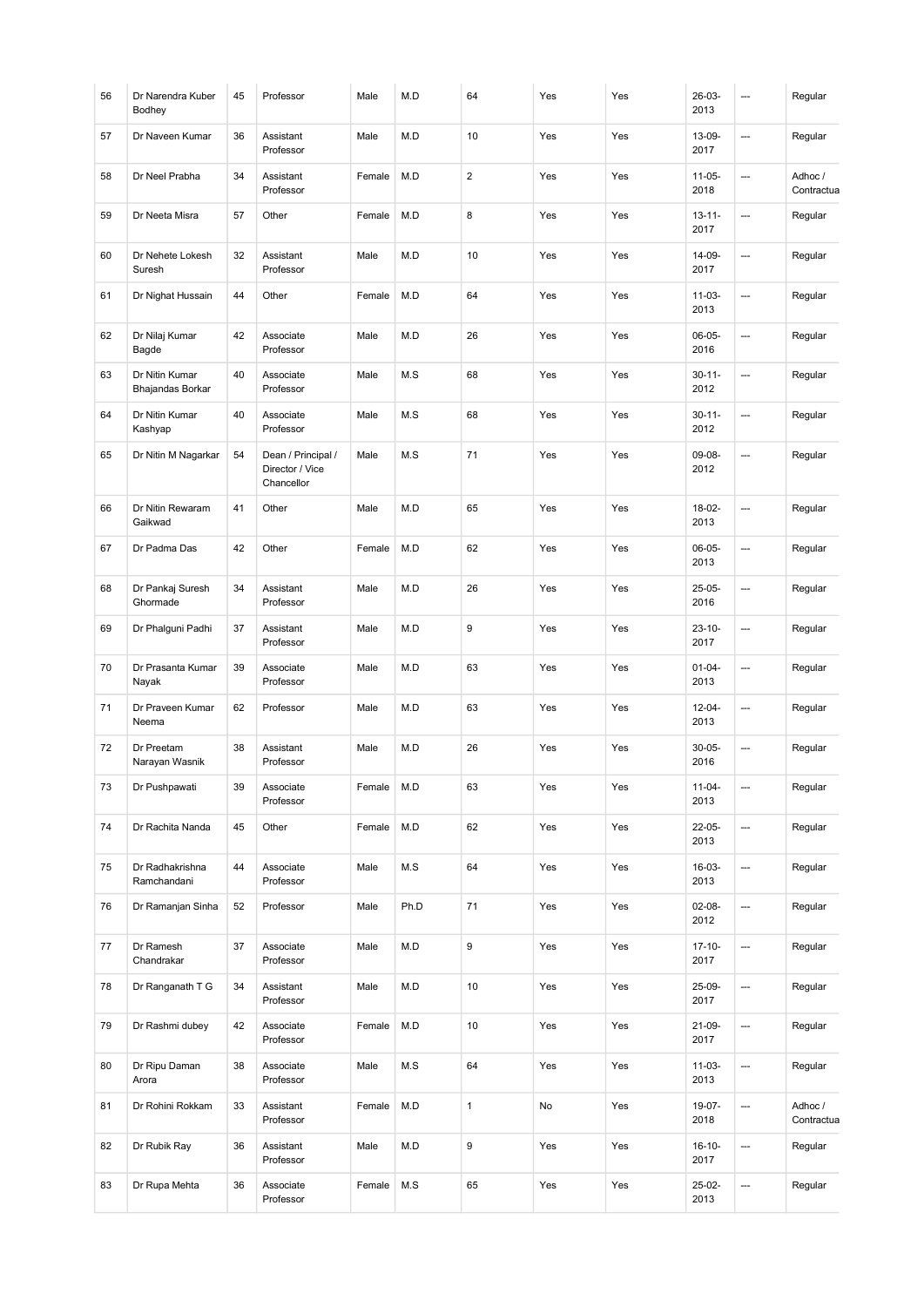| 56 | Dr Narendra Kuber Bodhey | 45 | Professor | Male | M.D | 64 | Yes | Yes | 26-03-2013 | --- | Regular |
|---|---|---|---|---|---|---|---|---|---|---|---|
| 57 | Dr Naveen Kumar | 36 | Assistant Professor | Male | M.D | 10 | Yes | Yes | 13-09-2017 | --- | Regular |
| 58 | Dr Neel Prabha | 34 | Assistant Professor | Female | M.D | 2 | Yes | Yes | 11-05-2018 | --- | Adhoc / Contractua |
| 59 | Dr Neeta Misra | 57 | Other | Female | M.D | 8 | Yes | Yes | 13-11-2017 | --- | Regular |
| 60 | Dr Nehete Lokesh Suresh | 32 | Assistant Professor | Male | M.D | 10 | Yes | Yes | 14-09-2017 | --- | Regular |
| 61 | Dr Nighat Hussain | 44 | Other | Female | M.D | 64 | Yes | Yes | 11-03-2013 | --- | Regular |
| 62 | Dr Nilaj Kumar Bagde | 42 | Associate Professor | Male | M.D | 26 | Yes | Yes | 06-05-2016 | --- | Regular |
| 63 | Dr Nitin Kumar Bhajandas Borkar | 40 | Associate Professor | Male | M.S | 68 | Yes | Yes | 30-11-2012 | --- | Regular |
| 64 | Dr Nitin Kumar Kashyap | 40 | Associate Professor | Male | M.S | 68 | Yes | Yes | 30-11-2012 | --- | Regular |
| 65 | Dr Nitin M Nagarkar | 54 | Dean / Principal / Director / Vice Chancellor | Male | M.S | 71 | Yes | Yes | 09-08-2012 | --- | Regular |
| 66 | Dr Nitin Rewaram Gaikwad | 41 | Other | Male | M.D | 65 | Yes | Yes | 18-02-2013 | --- | Regular |
| 67 | Dr Padma Das | 42 | Other | Female | M.D | 62 | Yes | Yes | 06-05-2013 | --- | Regular |
| 68 | Dr Pankaj Suresh Ghormade | 34 | Assistant Professor | Male | M.D | 26 | Yes | Yes | 25-05-2016 | --- | Regular |
| 69 | Dr Phalguni Padhi | 37 | Assistant Professor | Male | M.D | 9 | Yes | Yes | 23-10-2017 | --- | Regular |
| 70 | Dr Prasanta Kumar Nayak | 39 | Associate Professor | Male | M.D | 63 | Yes | Yes | 01-04-2013 | --- | Regular |
| 71 | Dr Praveen Kumar Neema | 62 | Professor | Male | M.D | 63 | Yes | Yes | 12-04-2013 | --- | Regular |
| 72 | Dr Preetam Narayan Wasnik | 38 | Assistant Professor | Male | M.D | 26 | Yes | Yes | 30-05-2016 | --- | Regular |
| 73 | Dr Pushpawati | 39 | Associate Professor | Female | M.D | 63 | Yes | Yes | 11-04-2013 | --- | Regular |
| 74 | Dr Rachita Nanda | 45 | Other | Female | M.D | 62 | Yes | Yes | 22-05-2013 | --- | Regular |
| 75 | Dr Radhakrishna Ramchandani | 44 | Associate Professor | Male | M.S | 64 | Yes | Yes | 16-03-2013 | --- | Regular |
| 76 | Dr Ramanjan Sinha | 52 | Professor | Male | Ph.D | 71 | Yes | Yes | 02-08-2012 | --- | Regular |
| 77 | Dr Ramesh Chandrakar | 37 | Associate Professor | Male | M.D | 9 | Yes | Yes | 17-10-2017 | --- | Regular |
| 78 | Dr Ranganath T G | 34 | Assistant Professor | Male | M.D | 10 | Yes | Yes | 25-09-2017 | --- | Regular |
| 79 | Dr Rashmi dubey | 42 | Associate Professor | Female | M.D | 10 | Yes | Yes | 21-09-2017 | --- | Regular |
| 80 | Dr Ripu Daman Arora | 38 | Associate Professor | Male | M.S | 64 | Yes | Yes | 11-03-2013 | --- | Regular |
| 81 | Dr Rohini Rokkam | 33 | Assistant Professor | Female | M.D | 1 | No | Yes | 19-07-2018 | --- | Adhoc / Contractua |
| 82 | Dr Rubik Ray | 36 | Assistant Professor | Male | M.D | 9 | Yes | Yes | 16-10-2017 | --- | Regular |
| 83 | Dr Rupa Mehta | 36 | Associate Professor | Female | M.S | 65 | Yes | Yes | 25-02-2013 | --- | Regular |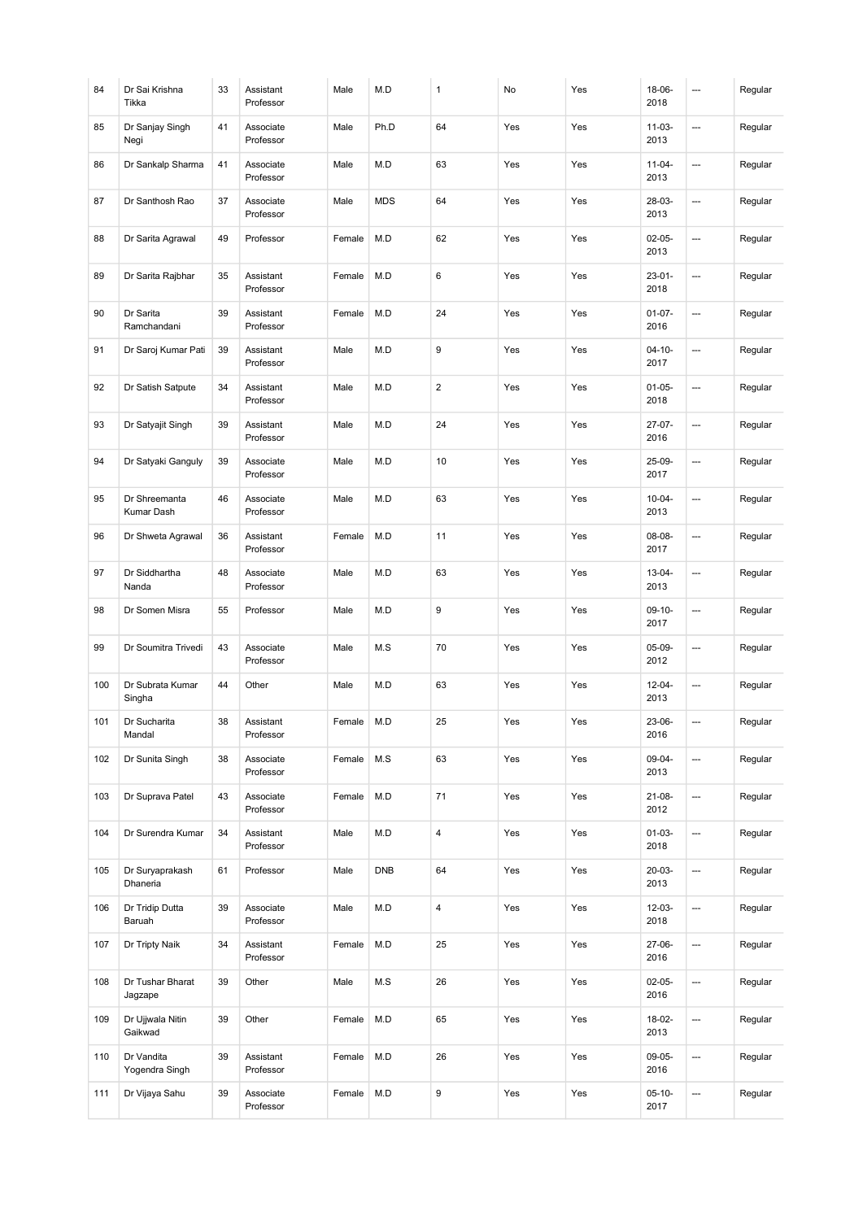| 84 | Dr Sai Krishna Tikka | 33 | Assistant Professor | Male | M.D | 1 | No | Yes | 18-06-2018 | --- | Regular |
|---|---|---|---|---|---|---|---|---|---|---|---|
| 85 | Dr Sanjay Singh Negi | 41 | Associate Professor | Male | Ph.D | 64 | Yes | Yes | 11-03-2013 | --- | Regular |
| 86 | Dr Sankalp Sharma | 41 | Associate Professor | Male | M.D | 63 | Yes | Yes | 11-04-2013 | --- | Regular |
| 87 | Dr Santhosh Rao | 37 | Associate Professor | Male | MDS | 64 | Yes | Yes | 28-03-2013 | --- | Regular |
| 88 | Dr Sarita Agrawal | 49 | Professor | Female | M.D | 62 | Yes | Yes | 02-05-2013 | --- | Regular |
| 89 | Dr Sarita Rajbhar | 35 | Assistant Professor | Female | M.D | 6 | Yes | Yes | 23-01-2018 | --- | Regular |
| 90 | Dr Sarita Ramchandani | 39 | Assistant Professor | Female | M.D | 24 | Yes | Yes | 01-07-2016 | --- | Regular |
| 91 | Dr Saroj Kumar Pati | 39 | Assistant Professor | Male | M.D | 9 | Yes | Yes | 04-10-2017 | --- | Regular |
| 92 | Dr Satish Satpute | 34 | Assistant Professor | Male | M.D | 2 | Yes | Yes | 01-05-2018 | --- | Regular |
| 93 | Dr Satyajit Singh | 39 | Assistant Professor | Male | M.D | 24 | Yes | Yes | 27-07-2016 | --- | Regular |
| 94 | Dr Satyaki Ganguly | 39 | Associate Professor | Male | M.D | 10 | Yes | Yes | 25-09-2017 | --- | Regular |
| 95 | Dr Shreemanta Kumar Dash | 46 | Associate Professor | Male | M.D | 63 | Yes | Yes | 10-04-2013 | --- | Regular |
| 96 | Dr Shweta Agrawal | 36 | Assistant Professor | Female | M.D | 11 | Yes | Yes | 08-08-2017 | --- | Regular |
| 97 | Dr Siddhartha Nanda | 48 | Associate Professor | Male | M.D | 63 | Yes | Yes | 13-04-2013 | --- | Regular |
| 98 | Dr Somen Misra | 55 | Professor | Male | M.D | 9 | Yes | Yes | 09-10-2017 | --- | Regular |
| 99 | Dr Soumitra Trivedi | 43 | Associate Professor | Male | M.S | 70 | Yes | Yes | 05-09-2012 | --- | Regular |
| 100 | Dr Subrata Kumar Singha | 44 | Other | Male | M.D | 63 | Yes | Yes | 12-04-2013 | --- | Regular |
| 101 | Dr Sucharita Mandal | 38 | Assistant Professor | Female | M.D | 25 | Yes | Yes | 23-06-2016 | --- | Regular |
| 102 | Dr Sunita Singh | 38 | Associate Professor | Female | M.S | 63 | Yes | Yes | 09-04-2013 | --- | Regular |
| 103 | Dr Suprava Patel | 43 | Associate Professor | Female | M.D | 71 | Yes | Yes | 21-08-2012 | --- | Regular |
| 104 | Dr Surendra Kumar | 34 | Assistant Professor | Male | M.D | 4 | Yes | Yes | 01-03-2018 | --- | Regular |
| 105 | Dr Suryaprakash Dhaneria | 61 | Professor | Male | DNB | 64 | Yes | Yes | 20-03-2013 | --- | Regular |
| 106 | Dr Tridip Dutta Baruah | 39 | Associate Professor | Male | M.D | 4 | Yes | Yes | 12-03-2018 | --- | Regular |
| 107 | Dr Tripty Naik | 34 | Assistant Professor | Female | M.D | 25 | Yes | Yes | 27-06-2016 | --- | Regular |
| 108 | Dr Tushar Bharat Jagzape | 39 | Other | Male | M.S | 26 | Yes | Yes | 02-05-2016 | --- | Regular |
| 109 | Dr Ujjwala Nitin Gaikwad | 39 | Other | Female | M.D | 65 | Yes | Yes | 18-02-2013 | --- | Regular |
| 110 | Dr Vandita Yogendra Singh | 39 | Assistant Professor | Female | M.D | 26 | Yes | Yes | 09-05-2016 | --- | Regular |
| 111 | Dr Vijaya Sahu | 39 | Associate Professor | Female | M.D | 9 | Yes | Yes | 05-10-2017 | --- | Regular |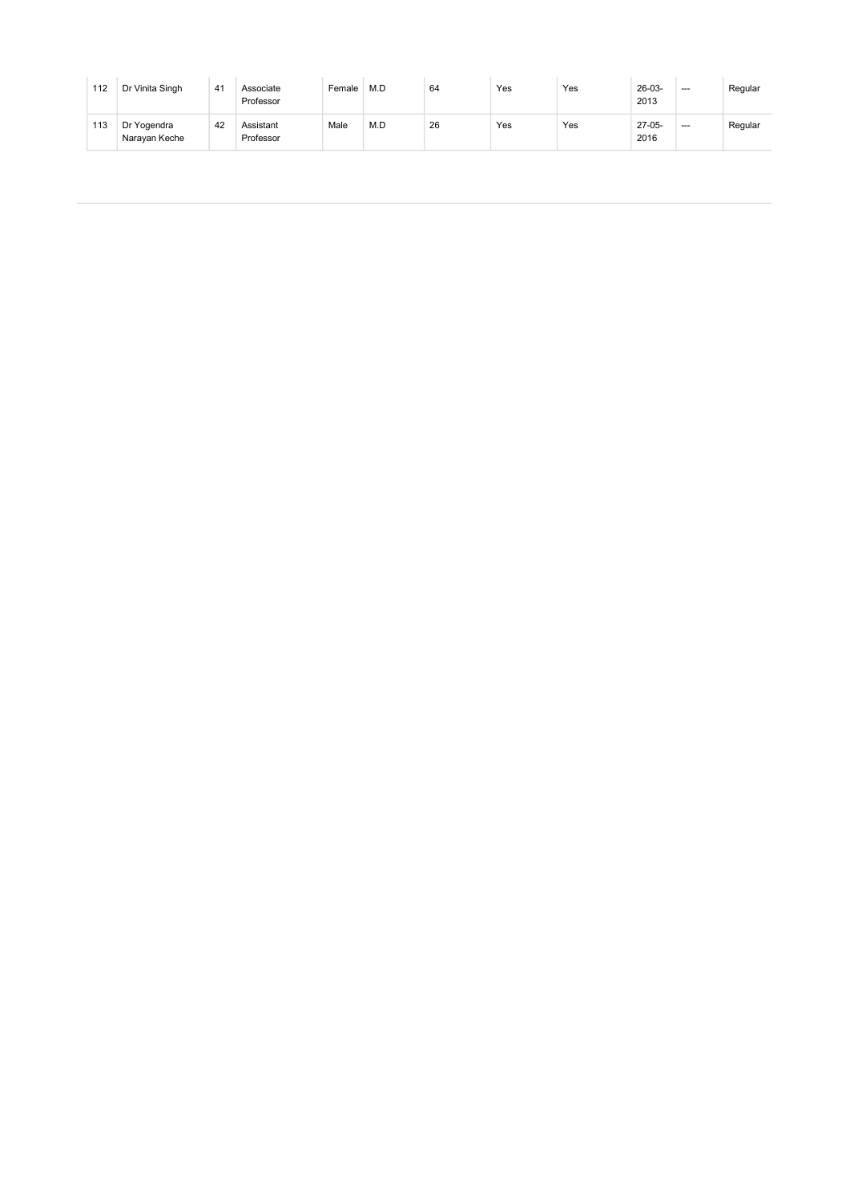| | | | | | | | | | | | |
|---|---|---|---|---|---|---|---|---|---|---|---|
| 112 | Dr Vinita Singh | 41 | Associate Professor | Female | M.D | 64 | Yes | Yes | 26-03-2013 | --- | Regular |
| 113 | Dr Yogendra Narayan Keche | 42 | Assistant Professor | Male | M.D | 26 | Yes | Yes | 27-05-2016 | --- | Regular |